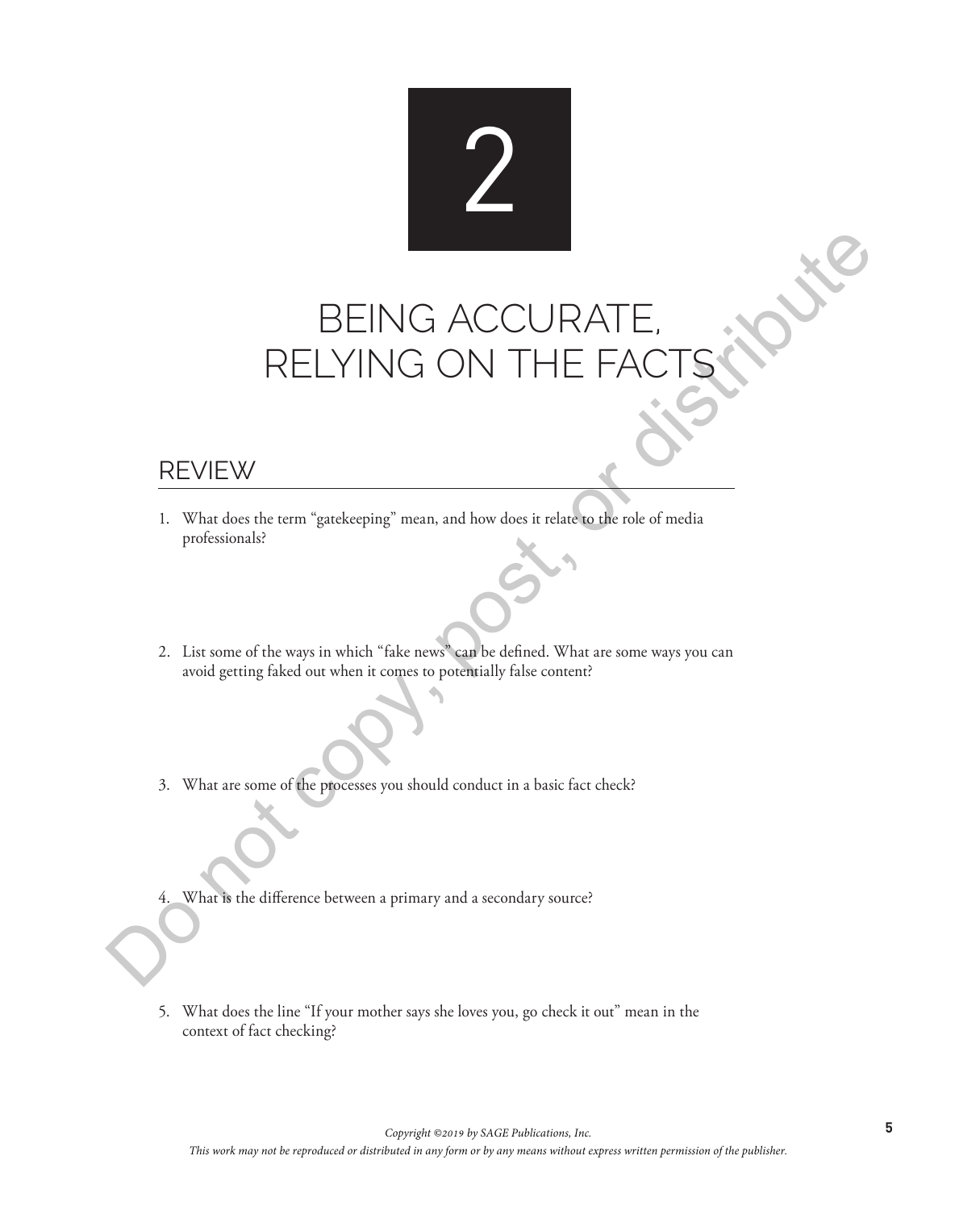# 2

# BEING ACCURATE, RELYING ON THE FACTS

## REVIEW

1. What does the term “gatekeeping” mean, and how does it relate to the role of media professionals?

2. List some of the ways in which “fake news” can be defined. What are some ways you can avoid getting faked out when it comes to potentially false content?

3. What are some of the processes you should conduct in a basic fact check?

4. What is the difference between a primary and a secondary source?

5. What does the line “If your mother says she loves you, go check it out” mean in the context of fact checking?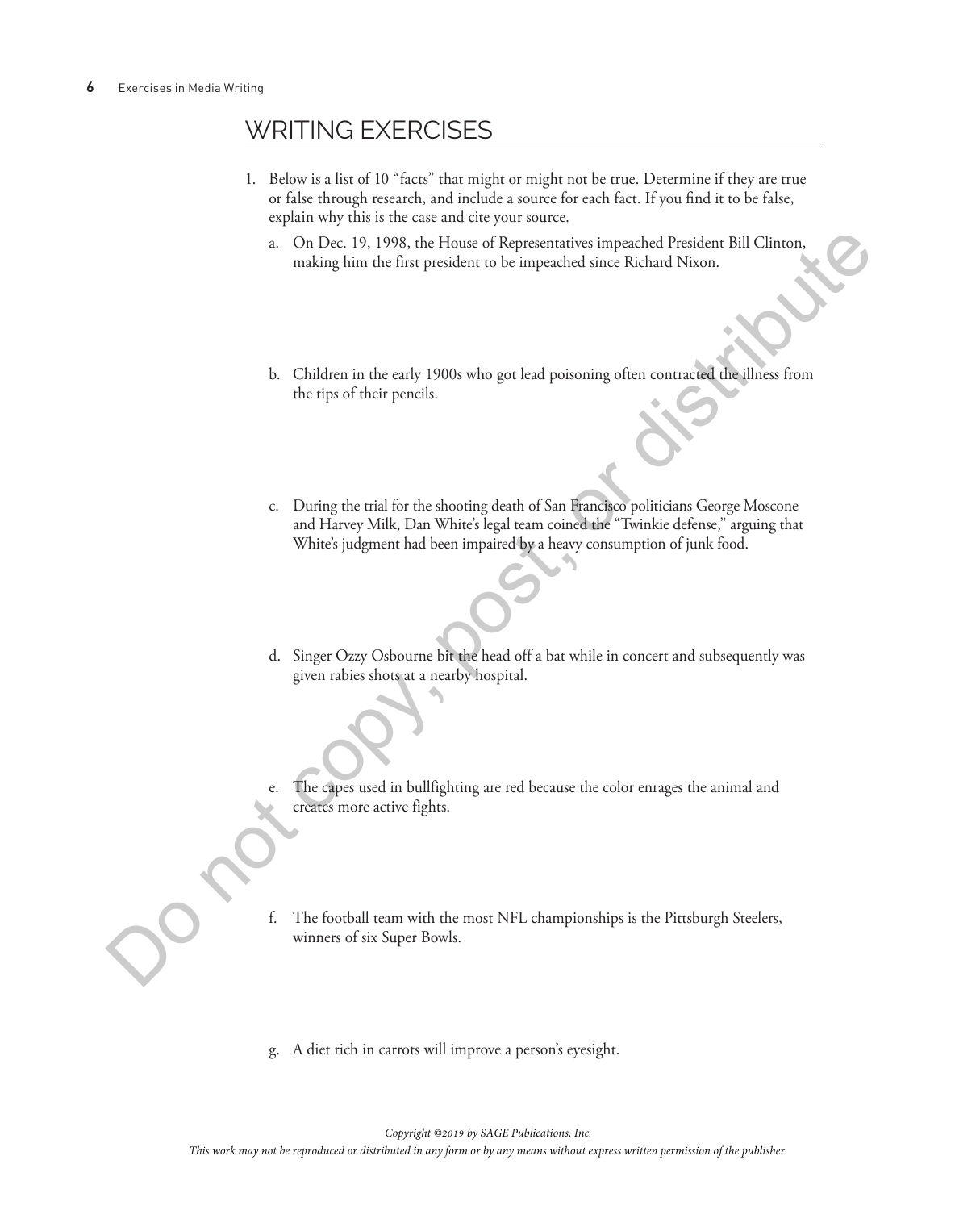## WRITING EXERCISES

1. Below is a list of 10 "facts" that might or might not be true. Determine if they are true or false through research, and include a source for each fact. If you find it to be false, explain why this is the case and cite your source.

   a. On Dec. 19, 1998, the House of Representatives impeached President Bill Clinton, making him the first president to be impeached since Richard Nixon.

   b. Children in the early 1900s who got lead poisoning often contracted the illness from the tips of their pencils.

   c. During the trial for the shooting death of San Francisco politicians George Moscone and Harvey Milk, Dan White's legal team coined the "Twinkie defense," arguing that White's judgment had been impaired by a heavy consumption of junk food.

   d. Singer Ozzy Osbourne bit the head off a bat while in concert and subsequently was given rabies shots at a nearby hospital.

   e. The capes used in bullfighting are red because the color enrages the animal and creates more active fights.

   f. The football team with the most NFL championships is the Pittsburgh Steelers, winners of six Super Bowls.

   g. A diet rich in carrots will improve a person's eyesight.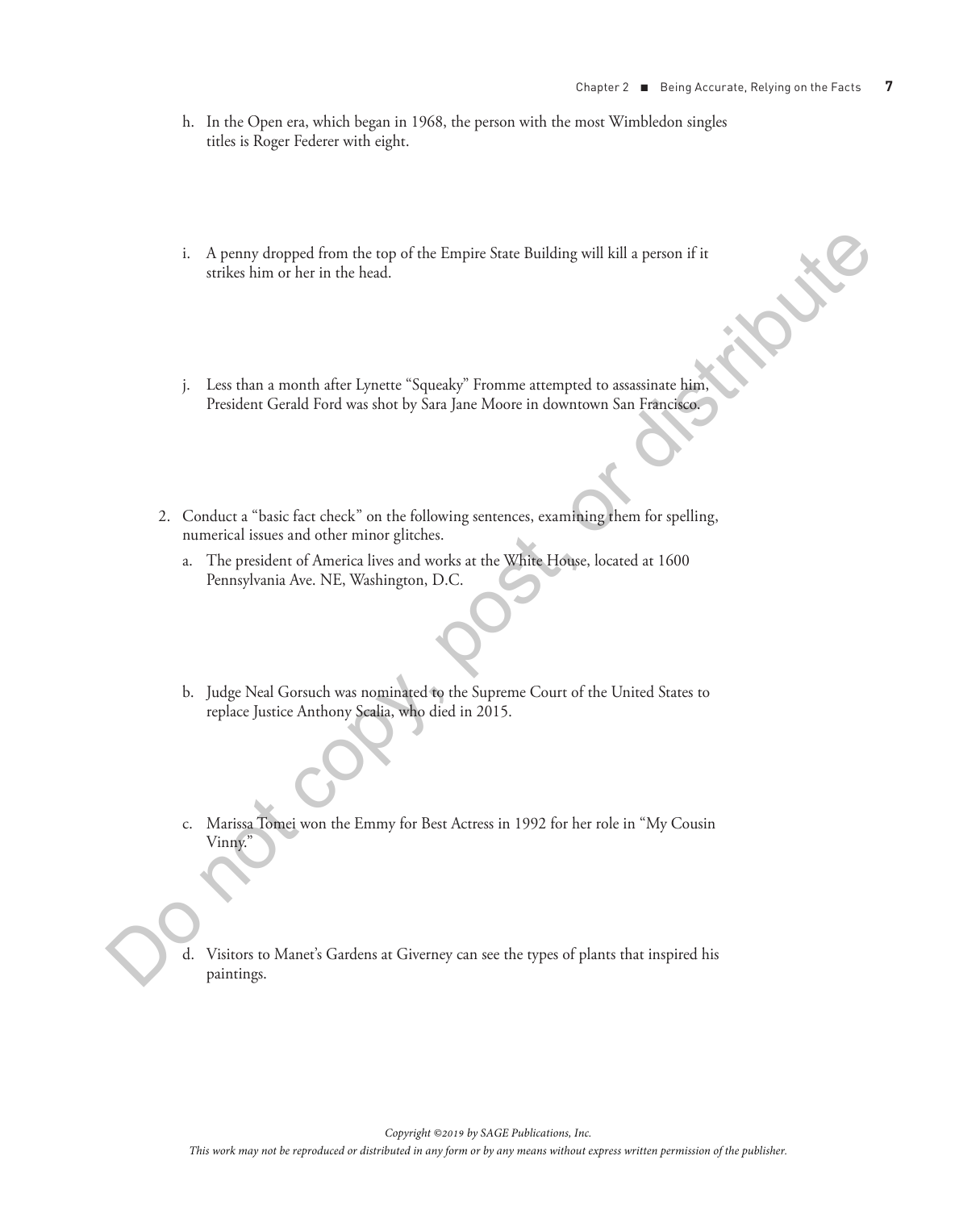h. In the Open era, which began in 1968, the person with the most Wimbledon singles titles is Roger Federer with eight.

i. A penny dropped from the top of the Empire State Building will kill a person if it strikes him or her in the head.

j. Less than a month after Lynette "Squeaky" Fromme attempted to assassinate him, President Gerald Ford was shot by Sara Jane Moore in downtown San Francisco.

2. Conduct a "basic fact check" on the following sentences, examining them for spelling, numerical issues and other minor glitches.

   a. The president of America lives and works at the White House, located at 1600 Pennsylvania Ave. NE, Washington, D.C.

   b. Judge Neal Gorsuch was nominated to the Supreme Court of the United States to replace Justice Anthony Scalia, who died in 2015.

   c. Marissa Tomei won the Emmy for Best Actress in 1992 for her role in "My Cousin Vinny."

   d. Visitors to Manet's Gardens at Giverney can see the types of plants that inspired his paintings.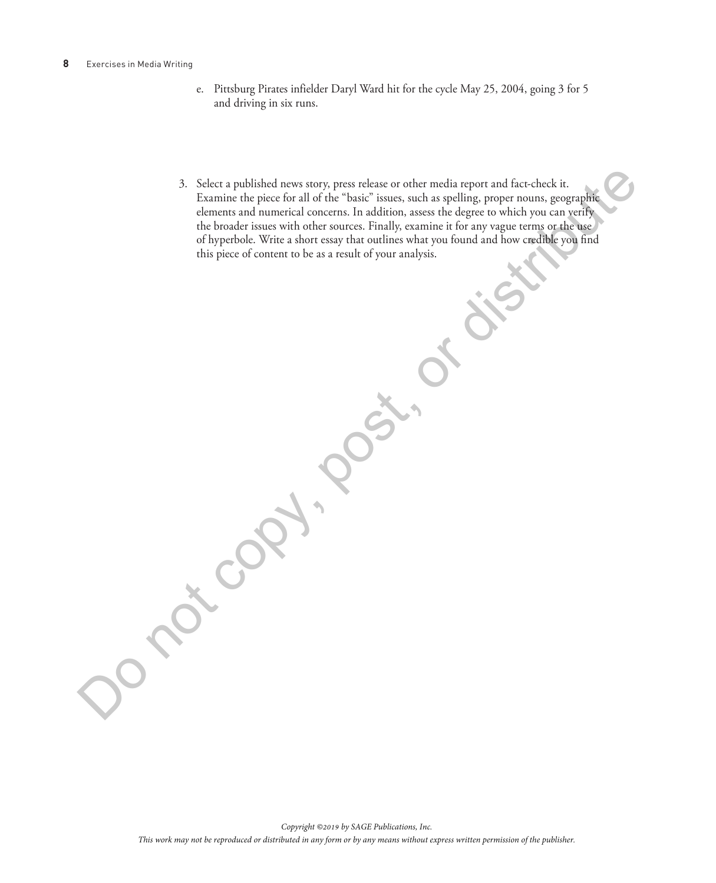e. Pittsburg Pirates infielder Daryl Ward hit for the cycle May 25, 2004, going 3 for 5 and driving in six runs.

3. Select a published news story, press release or other media report and fact-check it. Examine the piece for all of the "basic" issues, such as spelling, proper nouns, geographic elements and numerical concerns. In addition, assess the degree to which you can verify the broader issues with other sources. Finally, examine it for any vague terms or the use of hyperbole. Write a short essay that outlines what you found and how credible you find this piece of content to be as a result of your analysis.